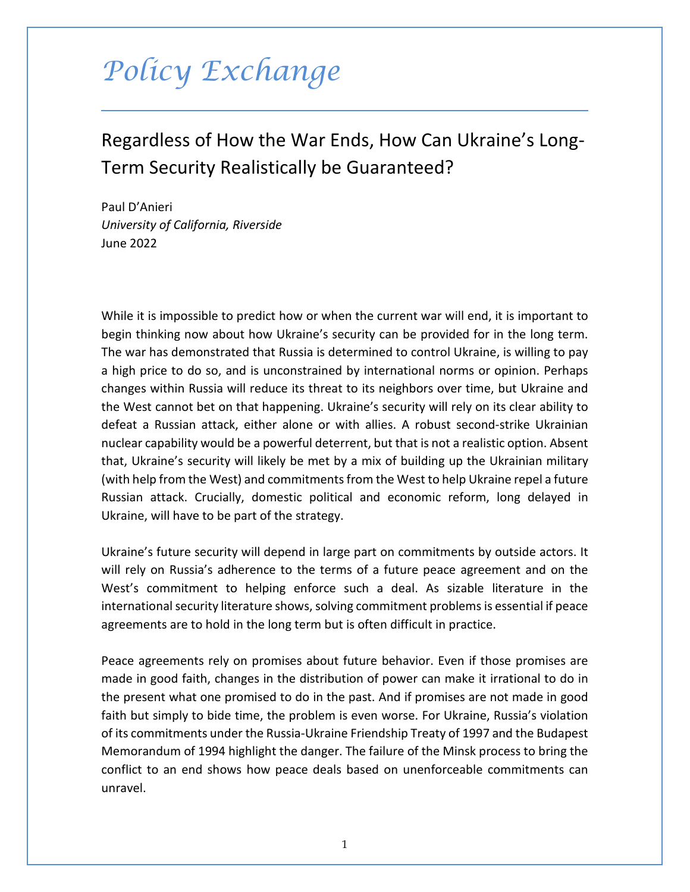# Policy Exchange

## Regardless of How the War Ends, How Can Ukraine's Long-Term Security Realistically be Guaranteed?

Paul D'Anieri
*University of California, Riverside*
June 2022

While it is impossible to predict how or when the current war will end, it is important to begin thinking now about how Ukraine's security can be provided for in the long term. The war has demonstrated that Russia is determined to control Ukraine, is willing to pay a high price to do so, and is unconstrained by international norms or opinion. Perhaps changes within Russia will reduce its threat to its neighbors over time, but Ukraine and the West cannot bet on that happening. Ukraine's security will rely on its clear ability to defeat a Russian attack, either alone or with allies. A robust second-strike Ukrainian nuclear capability would be a powerful deterrent, but that is not a realistic option. Absent that, Ukraine's security will likely be met by a mix of building up the Ukrainian military (with help from the West) and commitments from the West to help Ukraine repel a future Russian attack. Crucially, domestic political and economic reform, long delayed in Ukraine, will have to be part of the strategy.

Ukraine's future security will depend in large part on commitments by outside actors. It will rely on Russia's adherence to the terms of a future peace agreement and on the West's commitment to helping enforce such a deal. As sizable literature in the international security literature shows, solving commitment problems is essential if peace agreements are to hold in the long term but is often difficult in practice.

Peace agreements rely on promises about future behavior. Even if those promises are made in good faith, changes in the distribution of power can make it irrational to do in the present what one promised to do in the past. And if promises are not made in good faith but simply to bide time, the problem is even worse. For Ukraine, Russia's violation of its commitments under the Russia-Ukraine Friendship Treaty of 1997 and the Budapest Memorandum of 1994 highlight the danger. The failure of the Minsk process to bring the conflict to an end shows how peace deals based on unenforceable commitments can unravel.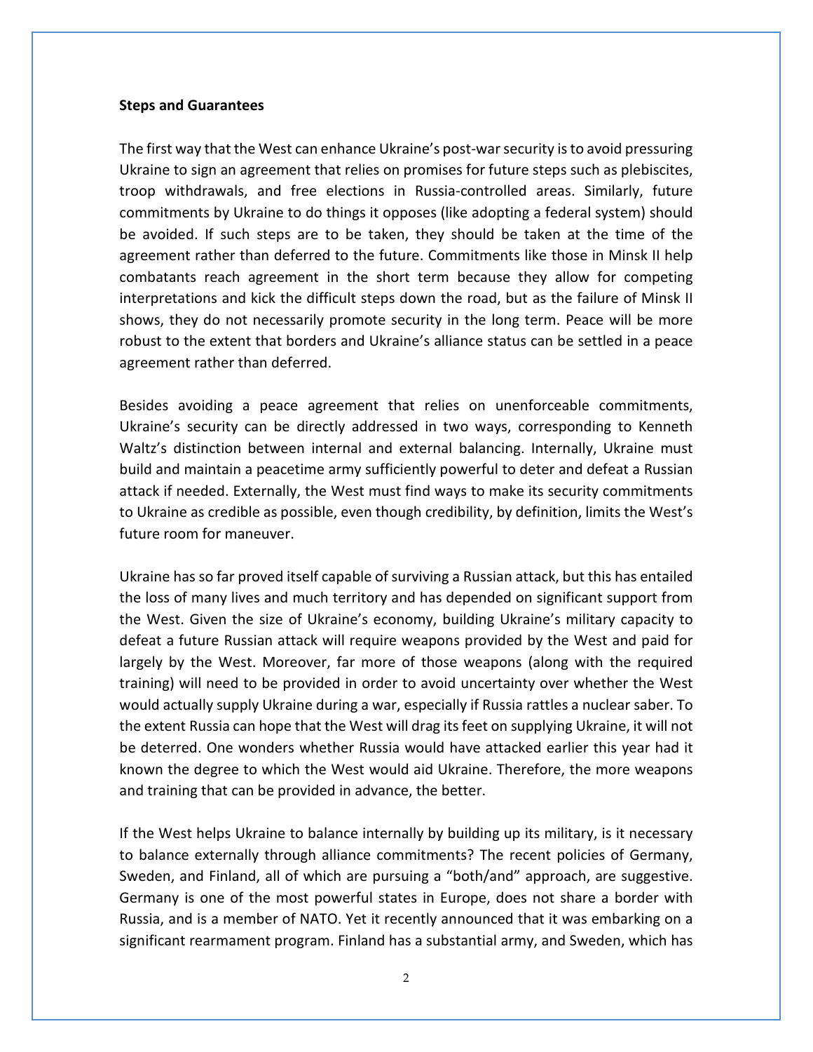**Steps and Guarantees**

The first way that the West can enhance Ukraine's post-war security is to avoid pressuring Ukraine to sign an agreement that relies on promises for future steps such as plebiscites, troop withdrawals, and free elections in Russia-controlled areas. Similarly, future commitments by Ukraine to do things it opposes (like adopting a federal system) should be avoided. If such steps are to be taken, they should be taken at the time of the agreement rather than deferred to the future. Commitments like those in Minsk II help combatants reach agreement in the short term because they allow for competing interpretations and kick the difficult steps down the road, but as the failure of Minsk II shows, they do not necessarily promote security in the long term. Peace will be more robust to the extent that borders and Ukraine's alliance status can be settled in a peace agreement rather than deferred.

Besides avoiding a peace agreement that relies on unenforceable commitments, Ukraine's security can be directly addressed in two ways, corresponding to Kenneth Waltz's distinction between internal and external balancing. Internally, Ukraine must build and maintain a peacetime army sufficiently powerful to deter and defeat a Russian attack if needed. Externally, the West must find ways to make its security commitments to Ukraine as credible as possible, even though credibility, by definition, limits the West's future room for maneuver.

Ukraine has so far proved itself capable of surviving a Russian attack, but this has entailed the loss of many lives and much territory and has depended on significant support from the West. Given the size of Ukraine's economy, building Ukraine's military capacity to defeat a future Russian attack will require weapons provided by the West and paid for largely by the West. Moreover, far more of those weapons (along with the required training) will need to be provided in order to avoid uncertainty over whether the West would actually supply Ukraine during a war, especially if Russia rattles a nuclear saber. To the extent Russia can hope that the West will drag its feet on supplying Ukraine, it will not be deterred. One wonders whether Russia would have attacked earlier this year had it known the degree to which the West would aid Ukraine. Therefore, the more weapons and training that can be provided in advance, the better.

If the West helps Ukraine to balance internally by building up its military, is it necessary to balance externally through alliance commitments? The recent policies of Germany, Sweden, and Finland, all of which are pursuing a "both/and" approach, are suggestive. Germany is one of the most powerful states in Europe, does not share a border with Russia, and is a member of NATO. Yet it recently announced that it was embarking on a significant rearmament program. Finland has a substantial army, and Sweden, which has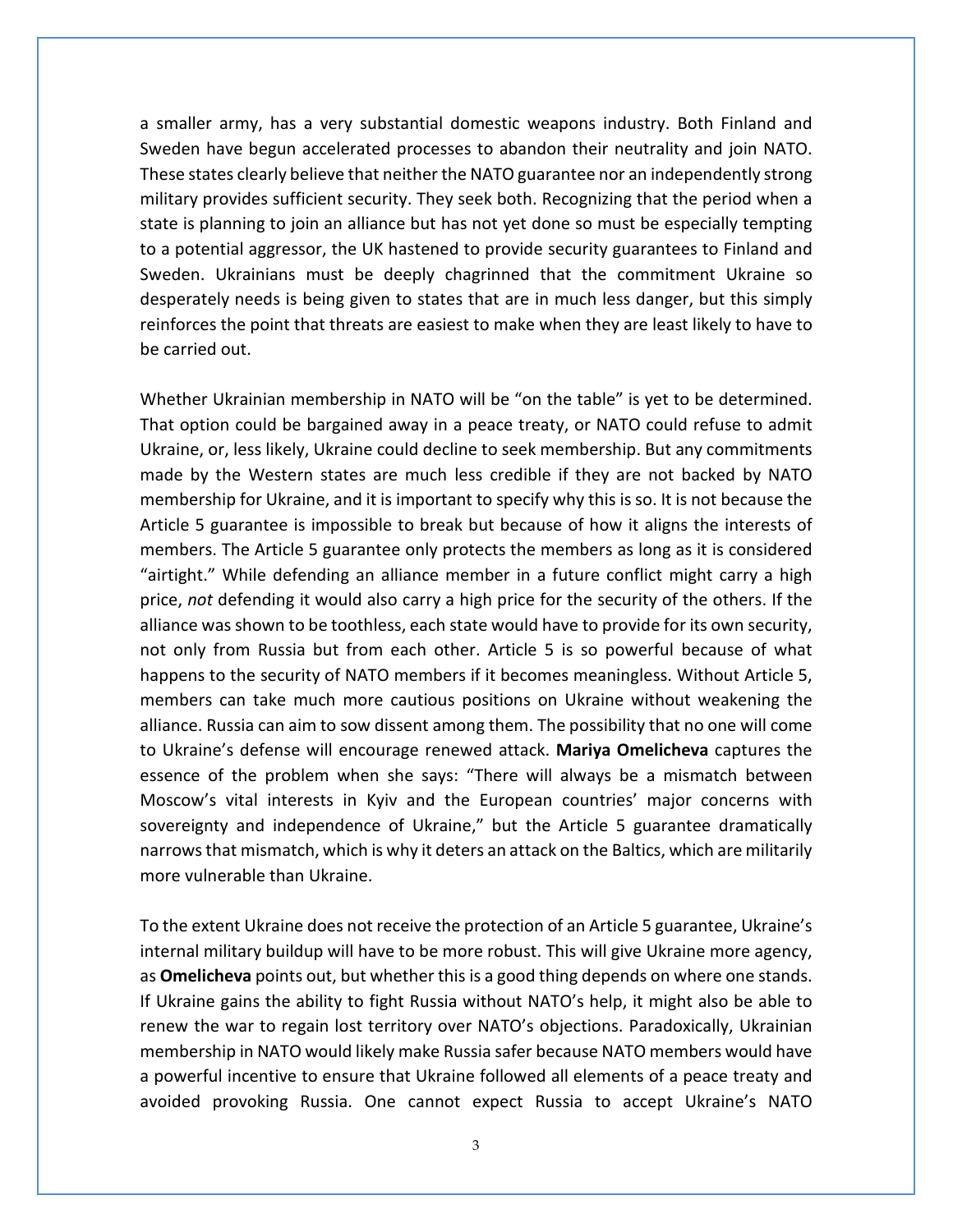a smaller army, has a very substantial domestic weapons industry. Both Finland and Sweden have begun accelerated processes to abandon their neutrality and join NATO. These states clearly believe that neither the NATO guarantee nor an independently strong military provides sufficient security. They seek both. Recognizing that the period when a state is planning to join an alliance but has not yet done so must be especially tempting to a potential aggressor, the UK hastened to provide security guarantees to Finland and Sweden. Ukrainians must be deeply chagrinned that the commitment Ukraine so desperately needs is being given to states that are in much less danger, but this simply reinforces the point that threats are easiest to make when they are least likely to have to be carried out.

Whether Ukrainian membership in NATO will be "on the table" is yet to be determined. That option could be bargained away in a peace treaty, or NATO could refuse to admit Ukraine, or, less likely, Ukraine could decline to seek membership. But any commitments made by the Western states are much less credible if they are not backed by NATO membership for Ukraine, and it is important to specify why this is so. It is not because the Article 5 guarantee is impossible to break but because of how it aligns the interests of members. The Article 5 guarantee only protects the members as long as it is considered "airtight." While defending an alliance member in a future conflict might carry a high price, *not* defending it would also carry a high price for the security of the others. If the alliance was shown to be toothless, each state would have to provide for its own security, not only from Russia but from each other. Article 5 is so powerful because of what happens to the security of NATO members if it becomes meaningless. Without Article 5, members can take much more cautious positions on Ukraine without weakening the alliance. Russia can aim to sow dissent among them. The possibility that no one will come to Ukraine's defense will encourage renewed attack. **Mariya Omelicheva** captures the essence of the problem when she says: "There will always be a mismatch between Moscow's vital interests in Kyiv and the European countries' major concerns with sovereignty and independence of Ukraine," but the Article 5 guarantee dramatically narrows that mismatch, which is why it deters an attack on the Baltics, which are militarily more vulnerable than Ukraine.

To the extent Ukraine does not receive the protection of an Article 5 guarantee, Ukraine's internal military buildup will have to be more robust. This will give Ukraine more agency, as **Omelicheva** points out, but whether this is a good thing depends on where one stands. If Ukraine gains the ability to fight Russia without NATO's help, it might also be able to renew the war to regain lost territory over NATO's objections. Paradoxically, Ukrainian membership in NATO would likely make Russia safer because NATO members would have a powerful incentive to ensure that Ukraine followed all elements of a peace treaty and avoided provoking Russia. One cannot expect Russia to accept Ukraine's NATO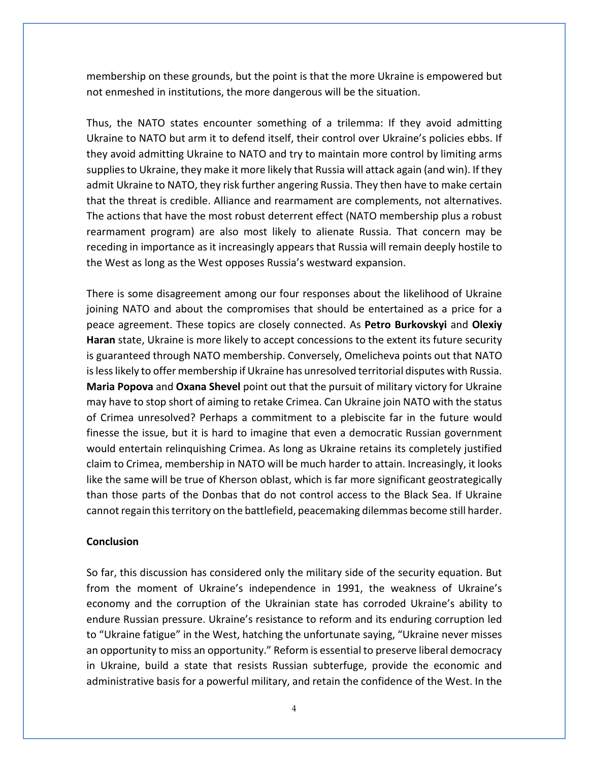membership on these grounds, but the point is that the more Ukraine is empowered but not enmeshed in institutions, the more dangerous will be the situation.

Thus, the NATO states encounter something of a trilemma: If they avoid admitting Ukraine to NATO but arm it to defend itself, their control over Ukraine's policies ebbs. If they avoid admitting Ukraine to NATO and try to maintain more control by limiting arms supplies to Ukraine, they make it more likely that Russia will attack again (and win). If they admit Ukraine to NATO, they risk further angering Russia. They then have to make certain that the threat is credible. Alliance and rearmament are complements, not alternatives. The actions that have the most robust deterrent effect (NATO membership plus a robust rearmament program) are also most likely to alienate Russia. That concern may be receding in importance as it increasingly appears that Russia will remain deeply hostile to the West as long as the West opposes Russia's westward expansion.

There is some disagreement among our four responses about the likelihood of Ukraine joining NATO and about the compromises that should be entertained as a price for a peace agreement. These topics are closely connected. As **Petro Burkovskyi** and **Olexiy Haran** state, Ukraine is more likely to accept concessions to the extent its future security is guaranteed through NATO membership. Conversely, Omelicheva points out that NATO is less likely to offer membership if Ukraine has unresolved territorial disputes with Russia. **Maria Popova** and **Oxana Shevel** point out that the pursuit of military victory for Ukraine may have to stop short of aiming to retake Crimea. Can Ukraine join NATO with the status of Crimea unresolved? Perhaps a commitment to a plebiscite far in the future would finesse the issue, but it is hard to imagine that even a democratic Russian government would entertain relinquishing Crimea. As long as Ukraine retains its completely justified claim to Crimea, membership in NATO will be much harder to attain. Increasingly, it looks like the same will be true of Kherson oblast, which is far more significant geostrategically than those parts of the Donbas that do not control access to the Black Sea. If Ukraine cannot regain this territory on the battlefield, peacemaking dilemmas become still harder.

**Conclusion**

So far, this discussion has considered only the military side of the security equation. But from the moment of Ukraine's independence in 1991, the weakness of Ukraine's economy and the corruption of the Ukrainian state has corroded Ukraine's ability to endure Russian pressure. Ukraine's resistance to reform and its enduring corruption led to "Ukraine fatigue" in the West, hatching the unfortunate saying, "Ukraine never misses an opportunity to miss an opportunity." Reform is essential to preserve liberal democracy in Ukraine, build a state that resists Russian subterfuge, provide the economic and administrative basis for a powerful military, and retain the confidence of the West. In the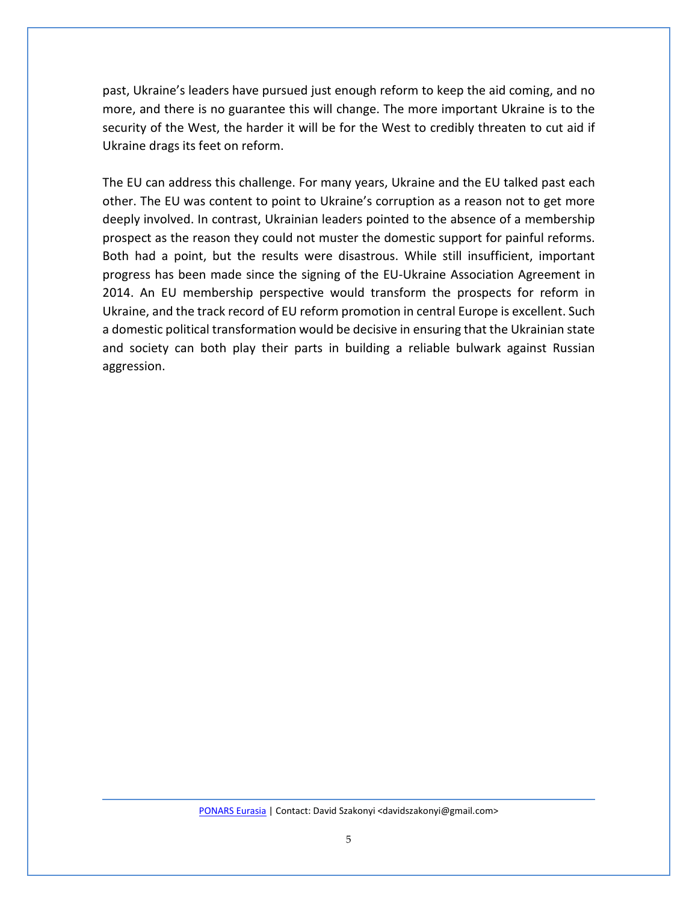past, Ukraine's leaders have pursued just enough reform to keep the aid coming, and no more, and there is no guarantee this will change. The more important Ukraine is to the security of the West, the harder it will be for the West to credibly threaten to cut aid if Ukraine drags its feet on reform.

The EU can address this challenge. For many years, Ukraine and the EU talked past each other. The EU was content to point to Ukraine's corruption as a reason not to get more deeply involved. In contrast, Ukrainian leaders pointed to the absence of a membership prospect as the reason they could not muster the domestic support for painful reforms. Both had a point, but the results were disastrous. While still insufficient, important progress has been made since the signing of the EU-Ukraine Association Agreement in 2014. An EU membership perspective would transform the prospects for reform in Ukraine, and the track record of EU reform promotion in central Europe is excellent. Such a domestic political transformation would be decisive in ensuring that the Ukrainian state and society can both play their parts in building a reliable bulwark against Russian aggression.